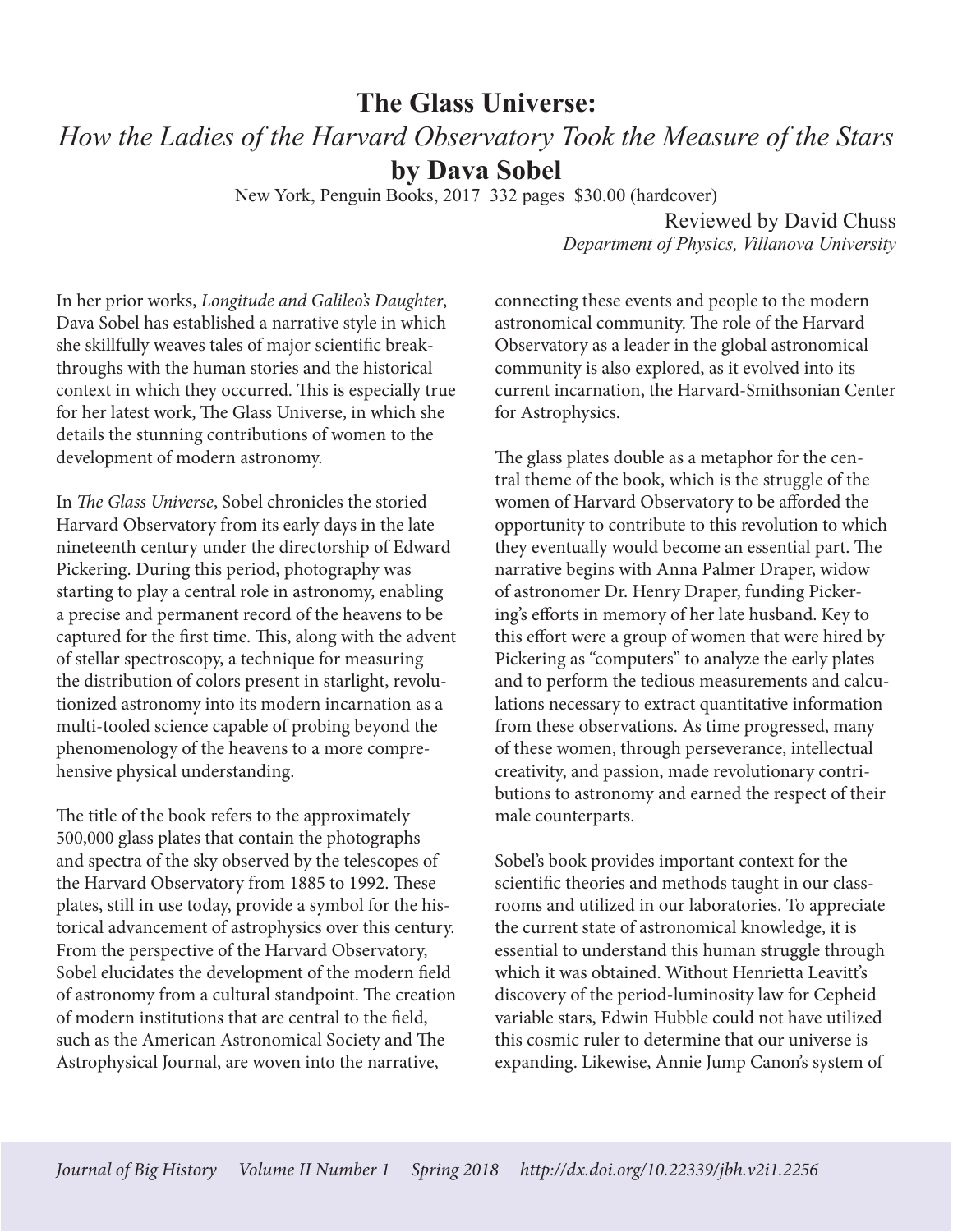# The Glass Universe:
## *How the Ladies of the Harvard Observatory Took the Measure of the Stars*
## by Dava Sobel

New York, Penguin Books, 2017 332 pages $30.00 (hardcover)

Reviewed by David Chuss
*Department of Physics, Villanova University*

In her prior works, *Longitude and Galileo's Daughter*, Dava Sobel has established a narrative style in which she skillfully weaves tales of major scientific breakthroughs with the human stories and the historical context in which they occurred. This is especially true for her latest work, The Glass Universe, in which she details the stunning contributions of women to the development of modern astronomy.

In *The Glass Universe*, Sobel chronicles the storied Harvard Observatory from its early days in the late nineteenth century under the directorship of Edward Pickering. During this period, photography was starting to play a central role in astronomy, enabling a precise and permanent record of the heavens to be captured for the first time. This, along with the advent of stellar spectroscopy, a technique for measuring the distribution of colors present in starlight, revolutionized astronomy into its modern incarnation as a multi-tooled science capable of probing beyond the phenomenology of the heavens to a more comprehensive physical understanding.

The title of the book refers to the approximately 500,000 glass plates that contain the photographs and spectra of the sky observed by the telescopes of the Harvard Observatory from 1885 to 1992. These plates, still in use today, provide a symbol for the historical advancement of astrophysics over this century. From the perspective of the Harvard Observatory, Sobel elucidates the development of the modern field of astronomy from a cultural standpoint. The creation of modern institutions that are central to the field, such as the American Astronomical Society and The Astrophysical Journal, are woven into the narrative, connecting these events and people to the modern astronomical community. The role of the Harvard Observatory as a leader in the global astronomical community is also explored, as it evolved into its current incarnation, the Harvard-Smithsonian Center for Astrophysics.

The glass plates double as a metaphor for the central theme of the book, which is the struggle of the women of Harvard Observatory to be afforded the opportunity to contribute to this revolution to which they eventually would become an essential part. The narrative begins with Anna Palmer Draper, widow of astronomer Dr. Henry Draper, funding Pickering's efforts in memory of her late husband. Key to this effort were a group of women that were hired by Pickering as "computers" to analyze the early plates and to perform the tedious measurements and calculations necessary to extract quantitative information from these observations. As time progressed, many of these women, through perseverance, intellectual creativity, and passion, made revolutionary contributions to astronomy and earned the respect of their male counterparts.

Sobel's book provides important context for the scientific theories and methods taught in our classrooms and utilized in our laboratories. To appreciate the current state of astronomical knowledge, it is essential to understand this human struggle through which it was obtained. Without Henrietta Leavitt's discovery of the period-luminosity law for Cepheid variable stars, Edwin Hubble could not have utilized this cosmic ruler to determine that our universe is expanding. Likewise, Annie Jump Canon's system of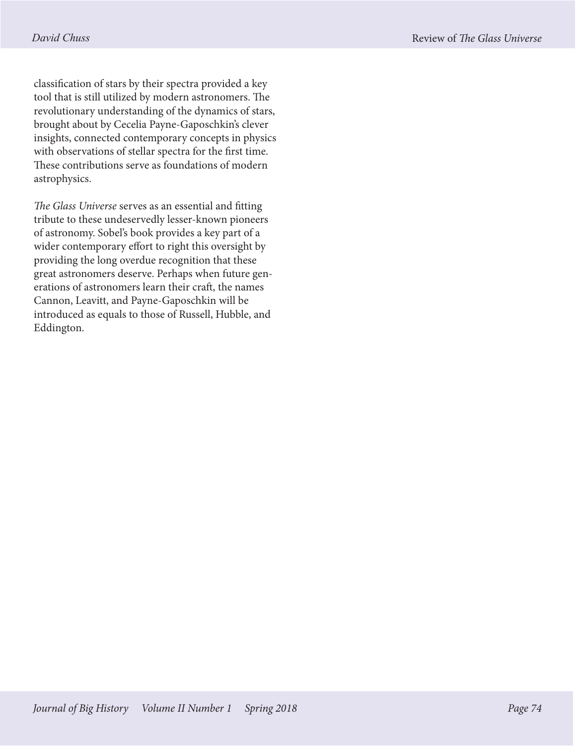classification of stars by their spectra provided a key tool that is still utilized by modern astronomers. The revolutionary understanding of the dynamics of stars, brought about by Cecelia Payne-Gaposchkin's clever insights, connected contemporary concepts in physics with observations of stellar spectra for the first time. These contributions serve as foundations of modern astrophysics.

*The Glass Universe* serves as an essential and fitting tribute to these undeservedly lesser-known pioneers of astronomy. Sobel's book provides a key part of a wider contemporary effort to right this oversight by providing the long overdue recognition that these great astronomers deserve. Perhaps when future generations of astronomers learn their craft, the names Cannon, Leavitt, and Payne-Gaposchkin will be introduced as equals to those of Russell, Hubble, and Eddington.